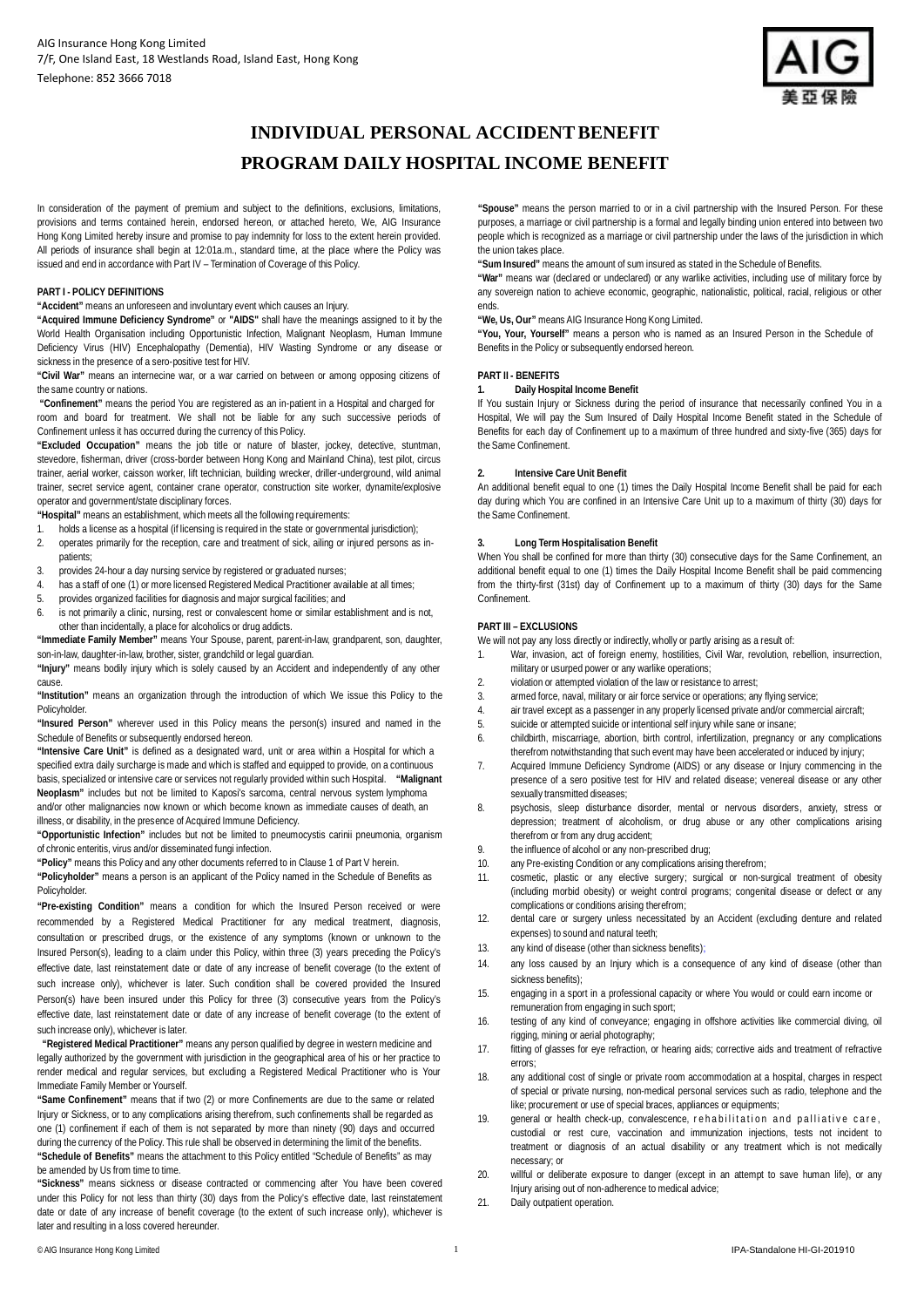AIG Insurance Hong Kong Limited
7/F, One Island East, 18 Westlands Road, Island East, Hong Kong
Telephone: 852 3666 7018

# INDIVIDUAL PERSONAL ACCIDENT BENEFIT PROGRAM DAILY HOSPITAL INCOME BENEFIT

In consideration of the payment of premium and subject to the definitions, exclusions, limitations, provisions and terms contained herein, endorsed hereon, or attached hereto, We, AIG Insurance Hong Kong Limited hereby insure and promise to pay indemnity for loss to the extent herein provided. All periods of insurance shall begin at 12:01a.m., standard time, at the place where the Policy was issued and end in accordance with Part IV – Termination of Coverage of this Policy.

## PART I - POLICY DEFINITIONS

**"Accident"** means an unforeseen and involuntary event which causes an Injury.

**"Acquired Immune Deficiency Syndrome"** or **"AIDS"** shall have the meanings assigned to it by the World Health Organisation including Opportunistic Infection, Malignant Neoplasm, Human Immune Deficiency Virus (HIV) Encephalopathy (Dementia), HIV Wasting Syndrome or any disease or sickness in the presence of a sero-positive test for HIV.

**"Civil War"** means an internecine war, or a war carried on between or among opposing citizens of the same country or nations.

**"Confinement"** means the period You are registered as an in-patient in a Hospital and charged for room and board for treatment. We shall not be liable for any such successive periods of Confinement unless it has occurred during the currency of this Policy.

**"Excluded Occupation"** means the job title or nature of blaster, jockey, detective, stuntman, stevedore, fisherman, driver (cross-border between Hong Kong and Mainland China), test pilot, circus trainer, aerial worker, caisson worker, lift technician, building wrecker, driller-underground, wild animal trainer, secret service agent, container crane operator, construction site worker, dynamite/explosive operator and government/state disciplinary forces.

**"Hospital"** means an establishment, which meets all the following requirements:

1. holds a license as a hospital (if licensing is required in the state or governmental jurisdiction);
2. operates primarily for the reception, care and treatment of sick, ailing or injured persons as in-patients;
3. provides 24-hour a day nursing service by registered or graduated nurses;
4. has a staff of one (1) or more licensed Registered Medical Practitioner available at all times;
5. provides organized facilities for diagnosis and major surgical facilities; and
6. is not primarily a clinic, nursing, rest or convalescent home or similar establishment and is not, other than incidentally, a place for alcoholics or drug addicts.

**"Immediate Family Member"** means Your Spouse, parent, parent-in-law, grandparent, son, daughter, son-in-law, daughter-in-law, brother, sister, grandchild or legal guardian.

**"Injury"** means bodily injury which is solely caused by an Accident and independently of any other cause.

**"Institution"** means an organization through the introduction of which We issue this Policy to the Policyholder.

**"Insured Person"** wherever used in this Policy means the person(s) insured and named in the Schedule of Benefits or subsequently endorsed hereon.

**"Intensive Care Unit"** is defined as a designated ward, unit or area within a Hospital for which a specified extra daily surcharge is made and which is staffed and equipped to provide, on a continuous basis, specialized or intensive care or services not regularly provided within such Hospital.

**"Malignant Neoplasm"** includes but not be limited to Kaposi's sarcoma, central nervous system lymphoma and/or other malignancies now known or which become known as immediate causes of death, an illness, or disability, in the presence of Acquired Immune Deficiency.

**"Opportunistic Infection"** includes but not be limited to pneumocystis carinii pneumonia, organism of chronic enteritis, virus and/or disseminated fungi infection.

**"Policy"** means this Policy and any other documents referred to in Clause 1 of Part V herein.

**"Policyholder"** means a person is an applicant of the Policy named in the Schedule of Benefits as Policyholder.

**"Pre-existing Condition"** means a condition for which the Insured Person received or were recommended by a Registered Medical Practitioner for any medical treatment, diagnosis, consultation or prescribed drugs, or the existence of any symptoms (known or unknown to the Insured Person(s), leading to a claim under this Policy, within three (3) years preceding the Policy's effective date, last reinstatement date or date of any increase of benefit coverage (to the extent of such increase only), whichever is later. Such condition shall be covered provided the Insured Person(s) have been insured under this Policy for three (3) consecutive years from the Policy's effective date, last reinstatement date or date of any increase of benefit coverage (to the extent of such increase only), whichever is later.

**"Registered Medical Practitioner"** means any person qualified by degree in western medicine and legally authorized by the government with jurisdiction in the geographical area of his or her practice to render medical and regular services, but excluding a Registered Medical Practitioner who is Your Immediate Family Member or Yourself.

**"Same Confinement"** means that if two (2) or more Confinements are due to the same or related Injury or Sickness, or to any complications arising therefrom, such confinements shall be regarded as one (1) confinement if each of them is not separated by more than ninety (90) days and occurred during the currency of the Policy. This rule shall be observed in determining the limit of the benefits.

**"Schedule of Benefits"** means the attachment to this Policy entitled "Schedule of Benefits" as may be amended by Us from time to time.

**"Sickness"** means sickness or disease contracted or commencing after You have been covered under this Policy for not less than thirty (30) days from the Policy's effective date, last reinstatement date or date of any increase of benefit coverage (to the extent of such increase only), whichever is later and resulting in a loss covered hereunder.

**"Spouse"** means the person married to or in a civil partnership with the Insured Person. For these purposes, a marriage or civil partnership is a formal and legally binding union entered into between two people which is recognized as a marriage or civil partnership under the laws of the jurisdiction in which the union takes place.

**"Sum Insured"** means the amount of sum insured as stated in the Schedule of Benefits.

**"War"** means war (declared or undeclared) or any warlike activities, including use of military force by any sovereign nation to achieve economic, geographic, nationalistic, political, racial, religious or other ends.

**"We, Us, Our"** means AIG Insurance Hong Kong Limited.

**"You, Your, Yourself"** means a person who is named as an Insured Person in the Schedule of Benefits in the Policy or subsequently endorsed hereon.

## PART II - BENEFITS

### 1. Daily Hospital Income Benefit

If You sustain Injury or Sickness during the period of insurance that necessarily confined You in a Hospital, We will pay the Sum Insured of Daily Hospital Income Benefit stated in the Schedule of Benefits for each day of Confinement up to a maximum of three hundred and sixty-five (365) days for the Same Confinement.

### 2. Intensive Care Unit Benefit

An additional benefit equal to one (1) times the Daily Hospital Income Benefit shall be paid for each day during which You are confined in an Intensive Care Unit up to a maximum of thirty (30) days for the Same Confinement.

### 3. Long Term Hospitalisation Benefit

When You shall be confined for more than thirty (30) consecutive days for the Same Confinement, an additional benefit equal to one (1) times the Daily Hospital Income Benefit shall be paid commencing from the thirty-first (31st) day of Confinement up to a maximum of thirty (30) days for the Same Confinement.

## PART III – EXCLUSIONS

We will not pay any loss directly or indirectly, wholly or partly arising as a result of:

1. War, invasion, act of foreign enemy, hostilities, Civil War, revolution, rebellion, insurrection, military or usurped power or any warlike operations;
2. violation or attempted violation of the law or resistance to arrest;
3. armed force, naval, military or air force service or operations; any flying service;
4. air travel except as a passenger in any properly licensed private and/or commercial aircraft;
5. suicide or attempted suicide or intentional self injury while sane or insane;
6. childbirth, miscarriage, abortion, birth control, infertilization, pregnancy or any complications therefrom notwithstanding that such event may have been accelerated or induced by injury;
7. Acquired Immune Deficiency Syndrome (AIDS) or any disease or Injury commencing in the presence of a sero positive test for HIV and related disease; venereal disease or any other sexually transmitted diseases;
8. psychosis, sleep disturbance disorder, mental or nervous disorders, anxiety, stress or depression; treatment of alcoholism, or drug abuse or any other complications arising therefrom or from any drug accident;
9. the influence of alcohol or any non-prescribed drug;
10. any Pre-existing Condition or any complications arising therefrom;
11. cosmetic, plastic or any elective surgery; surgical or non-surgical treatment of obesity (including morbid obesity) or weight control programs; congenital disease or defect or any complications or conditions arising therefrom;
12. dental care or surgery unless necessitated by an Accident (excluding denture and related expenses) to sound and natural teeth;
13. any kind of disease (other than sickness benefits);
14. any loss caused by an Injury which is a consequence of any kind of disease (other than sickness benefits);
15. engaging in a sport in a professional capacity or where You would or could earn income or remuneration from engaging in such sport;
16. testing of any kind of conveyance; engaging in offshore activities like commercial diving, oil rigging, mining or aerial photography;
17. fitting of glasses for eye refraction, or hearing aids; corrective aids and treatment of refractive errors;
18. any additional cost of single or private room accommodation at a hospital, charges in respect of special or private nursing, non-medical personal services such as radio, telephone and the like; procurement or use of special braces, appliances or equipments;
19. general or health check-up, convalescence, rehabilitation and palliative care, custodial or rest cure, vaccination and immunization injections, tests not incident to treatment or diagnosis of an actual disability or any treatment which is not medically necessary; or
20. willful or deliberate exposure to danger (except in an attempt to save human life), or any Injury arising out of non-adherence to medical advice;
21. Daily outpatient operation.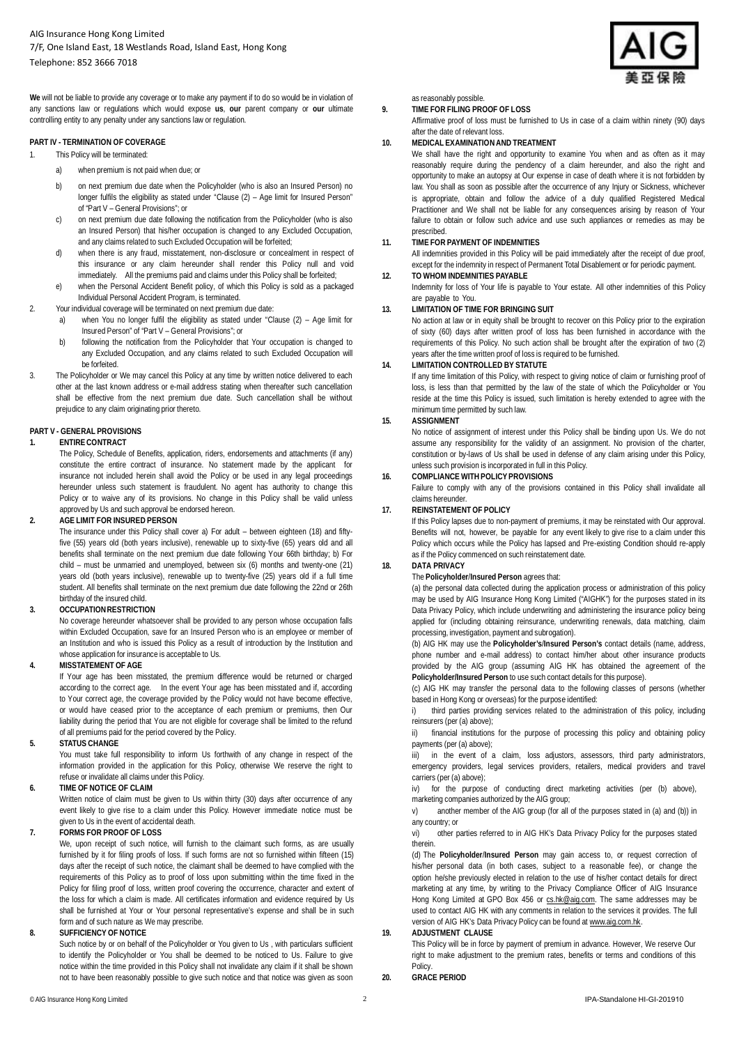**We** will not be liable to provide any coverage or to make any payment if to do so would be in violation of any sanctions law or regulations which would expose **us**, **our** parent company or **our** ultimate controlling entity to any penalty under any sanctions law or regulation.

## PART IV - TERMINATION OF COVERAGE

1. This Policy will be terminated:
   a) when premium is not paid when due; or
   b) on next premium due date when the Policyholder (who is also an Insured Person) no longer fulfils the eligibility as stated under "Clause (2) – Age limit for Insured Person" of "Part V – General Provisions"; or
   c) on next premium due date following the notification from the Policyholder (who is also an Insured Person) that his/her occupation is changed to any Excluded Occupation, and any claims related to such Excluded Occupation will be forfeited;
   d) when there is any fraud, misstatement, non-disclosure or concealment in respect of this insurance or any claim hereunder shall render this Policy null and void immediately. All the premiums paid and claims under this Policy shall be forfeited;
   e) when the Personal Accident Benefit policy, of which this Policy is sold as a packaged Individual Personal Accident Program, is terminated.
2. Your individual coverage will be terminated on next premium due date:
   a) when You no longer fulfil the eligibility as stated under "Clause (2) – Age limit for Insured Person" of "Part V – General Provisions"; or
   b) following the notification from the Policyholder that Your occupation is changed to any Excluded Occupation, and any claims related to such Excluded Occupation will be forfeited.
3. The Policyholder or We may cancel this Policy at any time by written notice delivered to each other at the last known address or e-mail address stating when thereafter such cancellation shall be effective from the next premium due date. Such cancellation shall be without prejudice to any claim originating prior thereto.

## PART V - GENERAL PROVISIONS

**1. ENTIRE CONTRACT**

The Policy, Schedule of Benefits, application, riders, endorsements and attachments (if any) constitute the entire contract of insurance. No statement made by the applicant for insurance not included herein shall avoid the Policy or be used in any legal proceedings hereunder unless such statement is fraudulent. No agent has authority to change this Policy or to waive any of its provisions. No change in this Policy shall be valid unless approved by Us and such approval be endorsed hereon.

**2. AGE LIMIT FOR INSURED PERSON**

The insurance under this Policy shall cover a) For adult – between eighteen (18) and fifty-five (55) years old (both years inclusive), renewable up to sixty-five (65) years old and all benefits shall terminate on the next premium due date following Your 66th birthday; b) For child – must be unmarried and unemployed, between six (6) months and twenty-one (21) years old (both years inclusive), renewable up to twenty-five (25) years old if a full time student. All benefits shall terminate on the next premium due date following the 22nd or 26th birthday of the insured child.

**3. OCCUPATION RESTRICTION**

No coverage hereunder whatsoever shall be provided to any person whose occupation falls within Excluded Occupation, save for an Insured Person who is an employee or member of an Institution and who is issued this Policy as a result of introduction by the Institution and whose application for insurance is acceptable to Us.

**4. MISSTATEMENT OF AGE**

If Your age has been misstated, the premium difference would be returned or charged according to the correct age. In the event Your age has been misstated and if, according to Your correct age, the coverage provided by the Policy would not have become effective, or would have ceased prior to the acceptance of each premium or premiums, then Our liability during the period that You are not eligible for coverage shall be limited to the refund of all premiums paid for the period covered by the Policy.

**5. STATUS CHANGE**

You must take full responsibility to inform Us forthwith of any change in respect of the information provided in the application for this Policy, otherwise We reserve the right to refuse or invalidate all claims under this Policy.

**6. TIME OF NOTICE OF CLAIM**

Written notice of claim must be given to Us within thirty (30) days after occurrence of any event likely to give rise to a claim under this Policy. However immediate notice must be given to Us in the event of accidental death.

**7. FORMS FOR PROOF OF LOSS**

We, upon receipt of such notice, will furnish to the claimant such forms, as are usually furnished by it for filing proofs of loss. If such forms are not so furnished within fifteen (15) days after the receipt of such notice, the claimant shall be deemed to have complied with the requirements of this Policy as to proof of loss upon submitting within the time fixed in the Policy for filing proof of loss, written proof covering the occurrence, character and extent of the loss for which a claim is made. All certificates information and evidence required by Us shall be furnished at Your or Your personal representative's expense and shall be in such form and of such nature as We may prescribe.

**8. SUFFICIENCY OF NOTICE**

Such notice by or on behalf of the Policyholder or You given to Us , with particulars sufficient to identify the Policyholder or You shall be deemed to be noticed to Us. Failure to give notice within the time provided in this Policy shall not invalidate any claim if it shall be shown not to have been reasonably possible to give such notice and that notice was given as soon as reasonably possible.

**9. TIME FOR FILING PROOF OF LOSS**

Affirmative proof of loss must be furnished to Us in case of a claim within ninety (90) days after the date of relevant loss.

**10. MEDICAL EXAMINATION AND TREATMENT**

We shall have the right and opportunity to examine You when and as often as it may reasonably require during the pendency of a claim hereunder, and also the right and opportunity to make an autopsy at Our expense in case of death where it is not forbidden by law. You shall as soon as possible after the occurrence of any Injury or Sickness, whichever is appropriate, obtain and follow the advice of a duly qualified Registered Medical Practitioner and We shall not be liable for any consequences arising by reason of Your failure to obtain or follow such advice and use such appliances or remedies as may be prescribed.

**11. TIME FOR PAYMENT OF INDEMNITIES**

All indemnities provided in this Policy will be paid immediately after the receipt of due proof, except for the indemnity in respect of Permanent Total Disablement or for periodic payment.

**12. TO WHOM INDEMNITIES PAYABLE**

Indemnity for loss of Your life is payable to Your estate. All other indemnities of this Policy are payable to You.

**13. LIMITATION OF TIME FOR BRINGING SUIT**

No action at law or in equity shall be brought to recover on this Policy prior to the expiration of sixty (60) days after written proof of loss has been furnished in accordance with the requirements of this Policy. No such action shall be brought after the expiration of two (2) years after the time written proof of loss is required to be furnished.

**14. LIMITATION CONTROLLED BY STATUTE**

If any time limitation of this Policy, with respect to giving notice of claim or furnishing proof of loss, is less than that permitted by the law of the state of which the Policyholder or You reside at the time this Policy is issued, such limitation is hereby extended to agree with the minimum time permitted by such law.

**15. ASSIGNMENT**

No notice of assignment of interest under this Policy shall be binding upon Us. We do not assume any responsibility for the validity of an assignment. No provision of the charter, constitution or by-laws of Us shall be used in defense of any claim arising under this Policy, unless such provision is incorporated in full in this Policy.

**16. COMPLIANCE WITH POLICY PROVISIONS**

Failure to comply with any of the provisions contained in this Policy shall invalidate all claims hereunder.

**17. REINSTATEMENT OF POLICY**

If this Policy lapses due to non-payment of premiums, it may be reinstated with Our approval. Benefits will not, however, be payable for any event likely to give rise to a claim under this Policy which occurs while the Policy has lapsed and Pre-existing Condition should re-apply as if the Policy commenced on such reinstatement date.

**18. DATA PRIVACY**

The **Policyholder/Insured Person** agrees that:

(a) the personal data collected during the application process or administration of this policy may be used by AIG Insurance Hong Kong Limited ("AIGHK") for the purposes stated in its Data Privacy Policy, which include underwriting and administering the insurance policy being applied for (including obtaining reinsurance, underwriting renewals, data matching, claim processing, investigation, payment and subrogation).

(b) AIG HK may use the **Policyholder's/Insured Person's** contact details (name, address, phone number and e-mail address) to contact him/her about other insurance products provided by the AIG group (assuming AIG HK has obtained the agreement of the **Policyholder/Insured Person** to use such contact details for this purpose).

(c) AIG HK may transfer the personal data to the following classes of persons (whether based in Hong Kong or overseas) for the purpose identified:

i) third parties providing services related to the administration of this policy, including reinsurers (per (a) above);

ii) financial institutions for the purpose of processing this policy and obtaining policy payments (per (a) above);

iii) in the event of a claim, loss adjustors, assessors, third party administrators, emergency providers, legal services providers, retailers, medical providers and travel carriers (per (a) above);

iv) for the purpose of conducting direct marketing activities (per (b) above), marketing companies authorized by the AIG group;

v) another member of the AIG group (for all of the purposes stated in (a) and (b)) in any country; or

vi) other parties referred to in AIG HK's Data Privacy Policy for the purposes stated therein.

(d) The **Policyholder/Insured Person** may gain access to, or request correction of his/her personal data (in both cases, subject to a reasonable fee), or change the option he/she previously elected in relation to the use of his/her contact details for direct marketing at any time, by writing to the Privacy Compliance Officer of AIG Insurance Hong Kong Limited at GPO Box 456 or cs.hk@aig.com. The same addresses may be used to contact AIG HK with any comments in relation to the services it provides. The full version of AIG HK's Data Privacy Policy can be found at www.aig.com.hk.

**19. ADJUSTMENT CLAUSE**

This Policy will be in force by payment of premium in advance. However, We reserve Our right to make adjustment to the premium rates, benefits or terms and conditions of this Policy.

**20. GRACE PERIOD**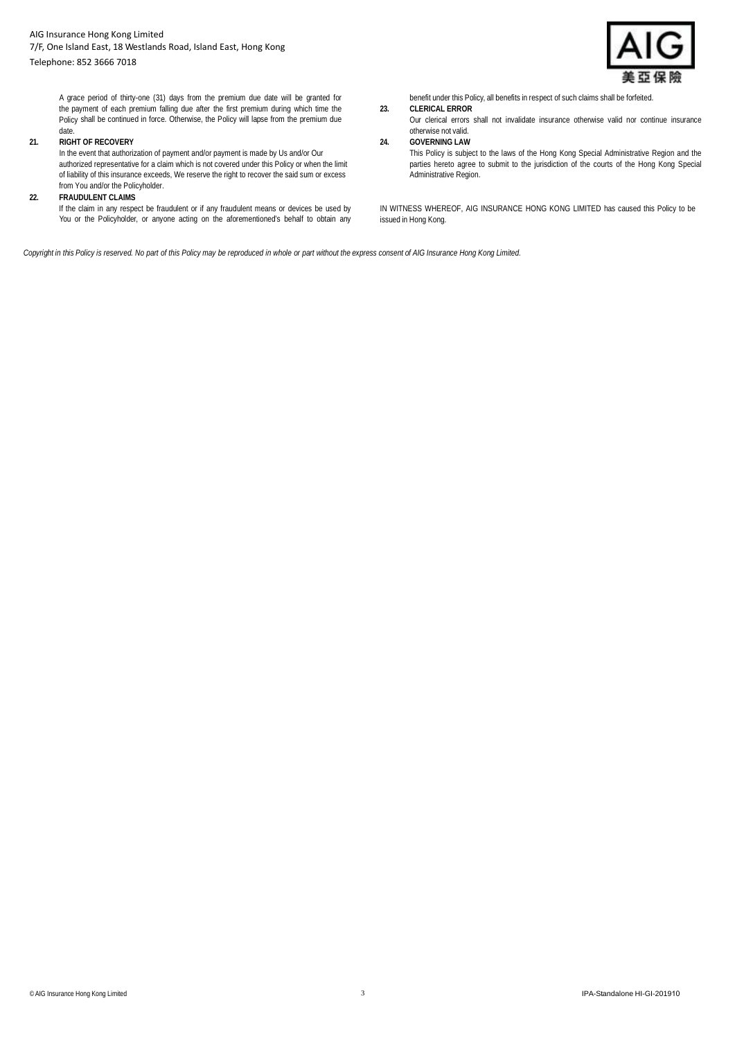A grace period of thirty-one (31) days from the premium due date will be granted for the payment of each premium falling due after the first premium during which time the Policy shall be continued in force. Otherwise, the Policy will lapse from the premium due date.

**21. RIGHT OF RECOVERY**

In the event that authorization of payment and/or payment is made by Us and/or Our authorized representative for a claim which is not covered under this Policy or when the limit of liability of this insurance exceeds, We reserve the right to recover the said sum or excess from You and/or the Policyholder.

**22. FRAUDULENT CLAIMS**

If the claim in any respect be fraudulent or if any fraudulent means or devices be used by You or the Policyholder, or anyone acting on the aforementioned's behalf to obtain any benefit under this Policy, all benefits in respect of such claims shall be forfeited.

**23. CLERICAL ERROR**

Our clerical errors shall not invalidate insurance otherwise valid nor continue insurance otherwise not valid.

**24. GOVERNING LAW**

This Policy is subject to the laws of the Hong Kong Special Administrative Region and the parties hereto agree to submit to the jurisdiction of the courts of the Hong Kong Special Administrative Region.

IN WITNESS WHEREOF, AIG INSURANCE HONG KONG LIMITED has caused this Policy to be issued in Hong Kong.

*Copyright in this Policy is reserved. No part of this Policy may be reproduced in whole or part without the express consent of AIG Insurance Hong Kong Limited.*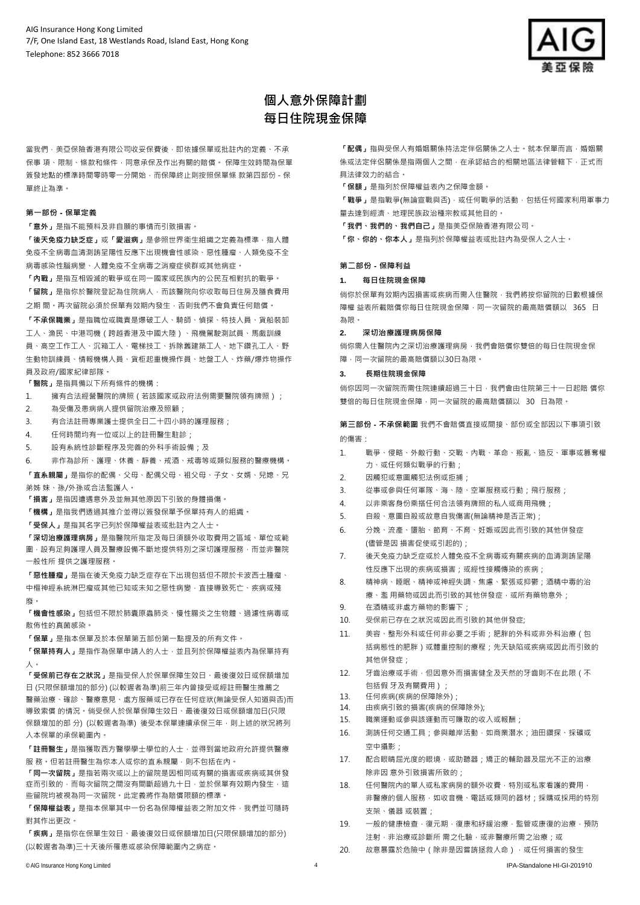AIG Insurance Hong Kong Limited
7/F, One Island East, 18 Westlands Road, Island East, Hong Kong
Telephone: 852 3666 7018

# 個人意外保障計劃
# 每日住院現金保障

當我們，美亞保險香港有限公司收妥保費後，即依據保單或批註內的定義、不承保事 項、限制、條款和條件，同意承保及作出有關的賠償。 保障生效時間為保單簽發地點的標準時間零時零一分開始，而保障終止則按照保單條 款第四部份 - 保單終止為準。

## 第一部份 - 保單定義

**「意外」**是指不能預料及非自願的事情而引致損害。

**「後天免疫力缺乏症」**或**「愛滋病」**是參照世界衛生組織之定義為標準，指人體免疫不全病毒血清測請呈陽性反應下出現機會性感染、惡性腫瘤、人類免疫不全病毒感染性腦病變、人體免疫不全病毒之消瘦症候群或其他病症。

**「內戰」**是指互相毀滅的戰爭或在同一國家或民族內的公民互相對抗的戰爭。

**「留院」**是指你於醫院登記為住院病人，而該醫院向你收取每日住房及膳食費用之期 間。再次留院必須於保單有效期內發生，否則我們不會負責任何賠償。

**「不承保職業」**是指職位或職責是爆破工人、騎師、偵探、特技人員、貨船裝卸工人、漁民、中港司機（跨越香港及中國大陸）、飛機駕駛測試員、馬戲訓練員、高空工作工人、沉箱工人、電梯技工、拆除舊建築工人、地下鑽孔工人、野生動物訓練員、情報機構人員、貨柜起重機操作員、地盤工人、炸藥/爆炸物操作員及政府/國家紀律部隊。

**「醫院」**是指具備以下所有條件的機構：

1. 擁有合法經營醫院的牌照（若該國家或政府法例需要醫院領有牌照）；
2. 為受傷及患病病人提供留院治療及照顧；
3. 有合法註冊專業護士提供全日二十四小時的護理服務；
4. 任何時間均有一位或以上的註冊醫生駐診；
5. 設有系統性診斷程序及完善的外科手術設備；及
6. 非作為診所、護理、休養、靜養、戒酒、戒毒等或類似服務的醫療機構。

**「直系親屬」**是你的配偶、父母、配偶父母、祖父母、子女、女婿、兒媳、兄弟姊 妹、孫/外孫或合法監護人。

**「損害」**是指因遭遇意外及並無其他原因下引致的身體損傷。

**「機構」**是指我們透過其推介並得以簽發保單予保單持有人的組織。

**「受保人」**是指其名字已列於保障權益表或批註內之人士。

**「深切治療護理病房」**是指醫院所指定及每日須額外收取費用之區域、單位或範圍，設有足夠護理人員及醫療設備不斷地提供特別之深切護理服務，而並非醫院一般性所 提供之護理服務。

**「惡性腫瘤」**是指在後天免疫力缺乏症存在下出現包括但不限於卡波西士腫瘤、中樞神經系統淋巴瘤或其他已知或未知之惡性病變，直接導致死亡、疾病或殘廢。

**「機會性感染」**包括但不限於肺囊原蟲肺炎、慢性腸炎之生物體、過濾性病毒或散佈性的真菌感染。

**「保單」**是指本保單及於本保單第五部份第一點提及的所有文件。

**「保單持有人」**是指作為保單申請人的人士，並且列於保障權益表內為保單持有人。

**「受保前已存在之狀況」**是指受保人於保單保障生效日、最後復效日或保額增加日 (只限保額增加的部分) (以較遲者為準)前三年內曾接受或經註冊醫生推薦之醫藥治療、確診、醫療意見、處方服藥或已存在任何症狀(無論受保人知道與否)而導致索償 的情況。倘受保人於保單保障生效日、最後復效日或保額增加日(只限保額增加的部 分) (以較遲者為準) 後受本保單連續承保三年，則上述的狀況將列入本保單的承保範圍內。

**「註冊醫生」**是指獲取西方醫學學士學位的人士，並得到當地政府允許提供醫療服 務。但若註冊醫生為你本人或你的直系親屬，則不包括在內。

**「同一次留院」**是指若兩次或以上的留院是因相同或有關的損害或疾病或其併發症而引致的，而每次留院之間沒有間斷超過九十日，並於保單有效期內發生，這些留院均被視為同一次留院。此定義將作為賠償限額的標準。

**「保障權益表」**是指本保單其中一份名為保障權益之附加文件，我們並可隨時對其作出更改。

**「疾病」**是指你在保單生效日、最後復效日或保額增加日(只限保額增加的部分) (以較遲者為準)三十天後所罹患或感染保障範圍內之病症。

**「配偶」**指與受保人有婚姻關係持法定伴侶關係之人士。就本保單而言，婚姻關係或法定伴侶關係是指兩個人之間，在承認結合的相關地區法律管轄下，正式而具法律效力的結合。

**「保額」**是指列於保障權益表內之保障金額。

**「戰爭」**是指戰爭(無論宣戰與否)，或任何戰爭的活動，包括任何國家利用軍事力量去達到經濟、地理民族政治種宗教或其他目的。

**「我們、我們的、我們自己」**是指美亞保險香港有限公司。

**「你、你的、你本人」**是指列於保障權益表或批註內為受保人之人士。

## 第二部份 - 保障利益

### 1. 每日住院現金保障

倘你於保單有效期內因損害或疾病而需入住醫院，我們將按你留院的日數根據保障權 益表所載賠償你每日住院現金保障，同一次留院的最高賠償額以 365 日為限。

### 2. 深切治療護理病房保障

倘你需入住醫院內之深切治療護理病房，我們會賠償你雙倍的每日住院現金保障，同一次留院的最高賠償額以30日為限。

### 3. 長期住院現金保障

倘你因同一次留院而需住院連續超過三十日，我們會由住院第三十一日起賠 償你雙倍的每日住院現金保障，同一次留院的最高賠償額以 30 日為限。

## 第三部份 - 不承保範圍

我們不會賠償直接或間接、部份或全部因以下事項引致的傷害：

1. 戰爭、侵略、外敵行動、交戰、內戰、革命、叛亂、造反、軍事或篡奪權力、或任何類似戰爭的行動；
2. 因觸犯或意圖觸犯法例或拒捕；
3. 從事或參與任何軍隊、海、陸、空軍服務或行動；飛行服務；
4. 以非乘客身份乘搭任何合法領有牌照的私人或商用飛機；
5. 自殺、意圖自殺或故意自我傷害(無論精神是否正常)；
6. 分娩、流產、墮胎、節育、不育、妊娠或因此而引致的其他併發症 (儘管是因 損害促使或引起的)；
7. 後天免疫力缺乏症或於人體免疫不全病毒或有關疾病的血清測請呈陽性反應下出現的疾病或損害；或經性接觸傳染的疾病；
8. 精神病、睡眠、精神或神經失調、焦慮、緊張或抑鬱；酒精中毒的治療、濫 用藥物或因此而引致的其他併發症，或所有藥物意外；
9. 在酒精或非處方藥物的影響下；
10. 受保前已存在之狀況或因此而引致的其他併發症;
11. 美容、整形外科或任何非必要之手術；肥胖的外科或非外科治療（包括病態性的肥胖）或體重控制的療程；先天缺陷或疾病或因此而引致的其他併發症；
12. 牙齒治療或手術，但因意外而損害健全及天然的牙齒則不在此限（不包括假 牙及有關費用）；
13. 任何疾病(疾病的保障除外)；
14. 由疾病引致的損害(疾病的保障除外);
15. 職業運動或參與該運動而可賺取的收入或報酬；
16. 測請任何交通工具；參與離岸活動，如商業潛水；油田鑽探、採礦或空中攝影；
17. 配合眼睛屈光度的眼境，或助聽器；矯正的輔助器及屈光不正的治療除非因 意外引致損害所致的；
18. 任何醫院內的單人或私家病房的額外收費，特別或私家看護的費用，非醫療的個人服務，如收音機、電話或類同的器材；採購或採用的特別支架、儀器 或裝置；
19. 一般的健康檢查，復元期，復康和紓緩治療，監管或康復的治療，預防注射，非治療或診斷所 需之化驗，或非醫療所需之治療；或
20. 故意暴露於危險中（除非是因嘗請拯救人命），或任何損害的發生

© AIG Insurance Hong Kong Limited IPA-Standalone HI-GI-201910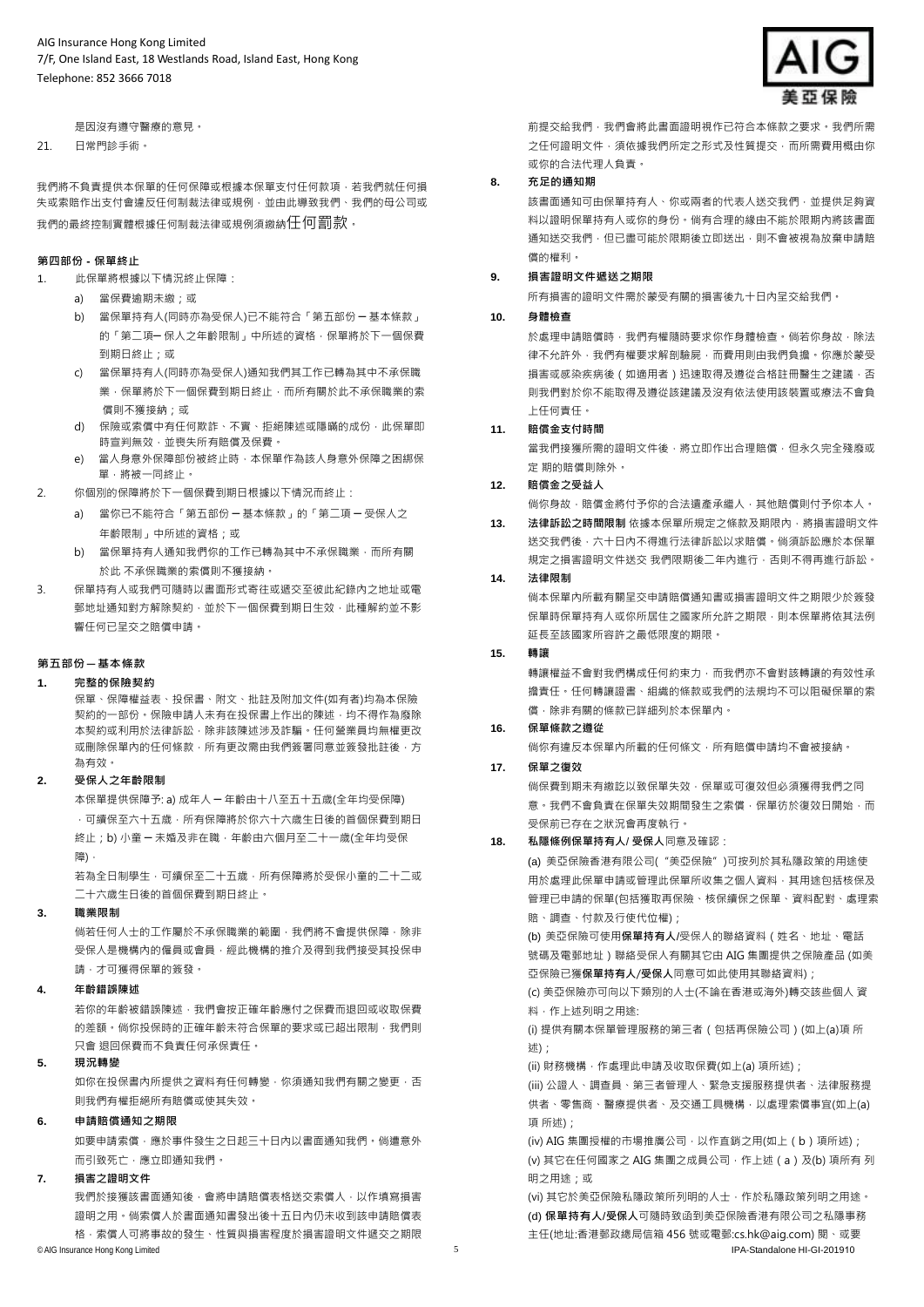是因沒有遵守醫療的意見。

21. 日常門診手術。

我們將不負責提供本保單的任何保障或根據本保單支付任何款項，若我們就任何損失或索賠作出支付會違反任何制裁法律或規例，並由此導致我們、我們的母公司或我們的最終控制實體根據任何制裁法律或規例須繳納任何罰款。

### 第四部份 - 保單終止

1. 此保單將根據以下情況終止保障：
   a) 當保費逾期未繳；或
   b) 當保單持有人(同時亦為受保人)已不能符合「第五部份 – 基本條款」的「第二項– 保人之年齡限制」中所述的資格，保單將於下一個保費到期日終止；或
   c) 當保單持有人(同時亦為受保人)通知我們其工作已轉為其中不承保職業，保單將於下一個保費到期日終止，而所有關於此不承保職業的索償則不獲接納；或
   d) 保險或索償中有任何欺詐、不實、拒絕陳述或隱瞞的成份，此保單即時宣判無效，並喪失所有賠償及保費。
   e) 當人身意外保單部份被終止時，本保單作為該人身意外保障之困綁保單，將被一同終止。
2. 你個別的保障將於下一個保費到期日根據以下情況而終止：
   a) 當你已不能符合「第五部份 – 基本條款」的「第二項 – 受保人之年齡限制」中所述的資格；或
   b) 當保單持有人通知我們你的工作已轉為其中不承保職業，而所有關於此 不承保職業的索償則不獲接納。
3. 保單持有人或我們可隨時以書面形式寄往或遞交至彼此紀錄內之地址或電郵地址通知對方解除契約，並於下一個保費到期日生效，此種解約並不影響任何已呈交之賠償申請。

### 第五部份 – 基本條款

**1. 完整的保險契約**

保單、保障權益表、投保書、附文、批註及附加文件(如有者)均為本保險契約的一部份。保險申請人未有在投保書上作出的陳述，均不得作為廢除本契約或利用於法律訴訟，除非該陳述涉及詐騙。任何營業員均無權更改或刪除保單內的任何條款，所有更改需由我們簽署同意並簽發批註後，方為有效。

**2. 受保人之年齡限制**

本保單提供保障予: a) 成年人 – 年齡由十八至五十五歲(全年均受保障)，可續保至六十五歲，所有保障將於你六十六歲生日後的首個保費到期日終止；b) 小童 – 未婚及非在職，年齡由六個月至二十一歲(全年均受保障)。

若為全日制學生，可續保至二十五歲，所有保障將於受保小童的二十二或二十六歲生日後的首個保費到期日終止。

**3. 職業限制**

倘若任何人士的工作屬於不承保職業的範圍，我們將不會提供保障，除非受保人是機構內的僱員或會員，經此機構的推介及得到我們接受其投保申請，才可獲得保單的簽發。

**4. 年齡錯誤陳述**

若你的年齡被錯誤陳述，我們會按正確年齡應付之保費而退回或收取保費的差額。倘你投保時的正確年齡未符合保單的要求或已超出限制，我們則只會 退回保費而不負責任何承保責任。

**5. 現況轉變**

如你在投保書內所提供之資料有任何轉變，你須通知我們有關之變更，否則我們有權拒絕所有賠償或使其失效。

**6. 申請賠償通知之期限**

如要申請索償，應於事件發生之日起三十日內以書面通知我們。倘遭意外而引致死亡，應立即通知我們。

**7. 損害之證明文件**

我們於接獲該書面通知後，會將申請賠償表格送交索償人，以作填寫損害證明之用。倘索償人於書面通知書發出後十五日內仍未收到該申請賠償表格，索償人可將事故的發生、性質與損害程度於損害證明文件遞交之期限前提交給我們，我們會將此書面證明視作已符合本條款之要求。我們所需之任何證明文件，須依據我們所定之形式及性質提交，而所需費用概由你或你的合法代理人負責。

**8. 充足的通知期**

該書面通知可由保單持有人、你或兩者的代表人送交我們，並提供足夠資料以證明保單持有人或你的身份。倘有合理的緣由不能於限期內將該書面通知送交我們，但已盡可能於限期後立即送出，則不會被視為放棄申請賠償的權利。

**9. 損害證明文件遞送之期限**

所有損害的證明文件需於蒙受有關的損害後九十日內呈交給我們。

**10. 身體檢查**

於處理申請賠償時，我們有權隨時要求你作身體檢查。倘若你身故，除法律不允許外，我們有權要求解剖驗屍，而費用則由我們負擔。你應於蒙受損害或感染疾病後（如適用者）迅速取得及遵從合格註冊醫生之建議，否則我們對於你不能取得及遵從該建議及沒有依法使用該裝置或療法不會負上任何責任。

**11. 賠償金支付時間**

當我們接獲所需的證明文件後，將立即作出合理賠償，但永久完全殘廢或定 期的賠償則除外。

**12. 賠償金之受益人**

倘你身故，賠償金將付予你的合法遺產承繼人，其他賠償則付予你本人。

**13. 法律訴訟之時間限制** 依據本保單所規定之條款及期限內，將損害證明文件送交我們後，六十日內不得進行法律訴訟以求賠償。倘須訴訟應於本保單規定之損害證明文件送交 我們限期後二年內進行，否則不得再進行訴訟。

**14. 法律限制**

倘本保單內所載有關呈交申請賠償通知書或損害證明文件之期限少於簽發保單時保單持有人或你所居住之國家所允許之期限，則本保單將依其法例延長至該國家所容許之最低限度的期限。

**15. 轉讓**

轉讓權益不會對我們構成任何約束力，而我們亦不會對該轉讓的有效性承擔責任。任何轉讓證書、組織的條款或我們的法規均不可以阻礙保單的索償，除非有關的條款已詳細列於本保單內。

**16. 保單條款之遵從**

倘你有違反本保單內所載的任何條文，所有賠償申請均不會被接納。

**17. 保單之復效**

倘保費到期未有繳訖以致保單失效，保單或可復效但必須獲得我們之同意。我們不會負責在保單失效期間發生之索償，保單彷於復效日開始，而受保前已存在之狀況會再度執行。

**18. 私隱條例保單持有人/ 受保人**同意及確認：

(a) 美亞保險香港有限公司("美亞保險")可按列於其私隱政策的用途使用於處理此保單申請或管理此保單所收集之個人資料，其用途包括核保及管理已申請的保單(包括獲取再保險、核保續保之保單、資料配對、處理索賠、調查、付款及行使代位權)；

(b) 美亞保險可使用**保單持有人**/受保人的聯絡資料（姓名、地址、電話號碼及電郵地址）聯絡受保人有關其它由 AIG 集團提供之保險產品 (如美亞保險已獲**保單持有人/受保人**同意可如此使用其聯絡資料)；

(c) 美亞保險亦可向以下類別的人士(不論在香港或海外)轉交該些個人 資料，作上述列明之用途:

(i) 提供有關本保單管理服務的第三者（包括再保險公司）(如上(a)項 所述)；

(ii) 財務機構，作處理此申請及收取保費(如上(a) 項所述)；

(iii) 公證人、調查員、第三者管理人、緊急支援服務提供者、法律服務提供者、零售商、醫療提供者、及交通工具機構，以處理索償事宜(如上(a) 項 所述)；

(iv) AIG 集團授權的市場推廣公司，以作直銷之用(如上（b）項所述)；

(v) 其它在任何國家之 AIG 集團之成員公司，作上述（a）及(b) 項所有 列明之用途；或

(vi) 其它於美亞保險私隱政策所列明的人士，作於私隱政策列明之用途。

(d) **保單持有人/受保人**可隨時致函到美亞保險香港有限公司之私隱事務主任(地址:香港郵政總局信箱 456 號或電郵:cs.hk@aig.com) 閱、或要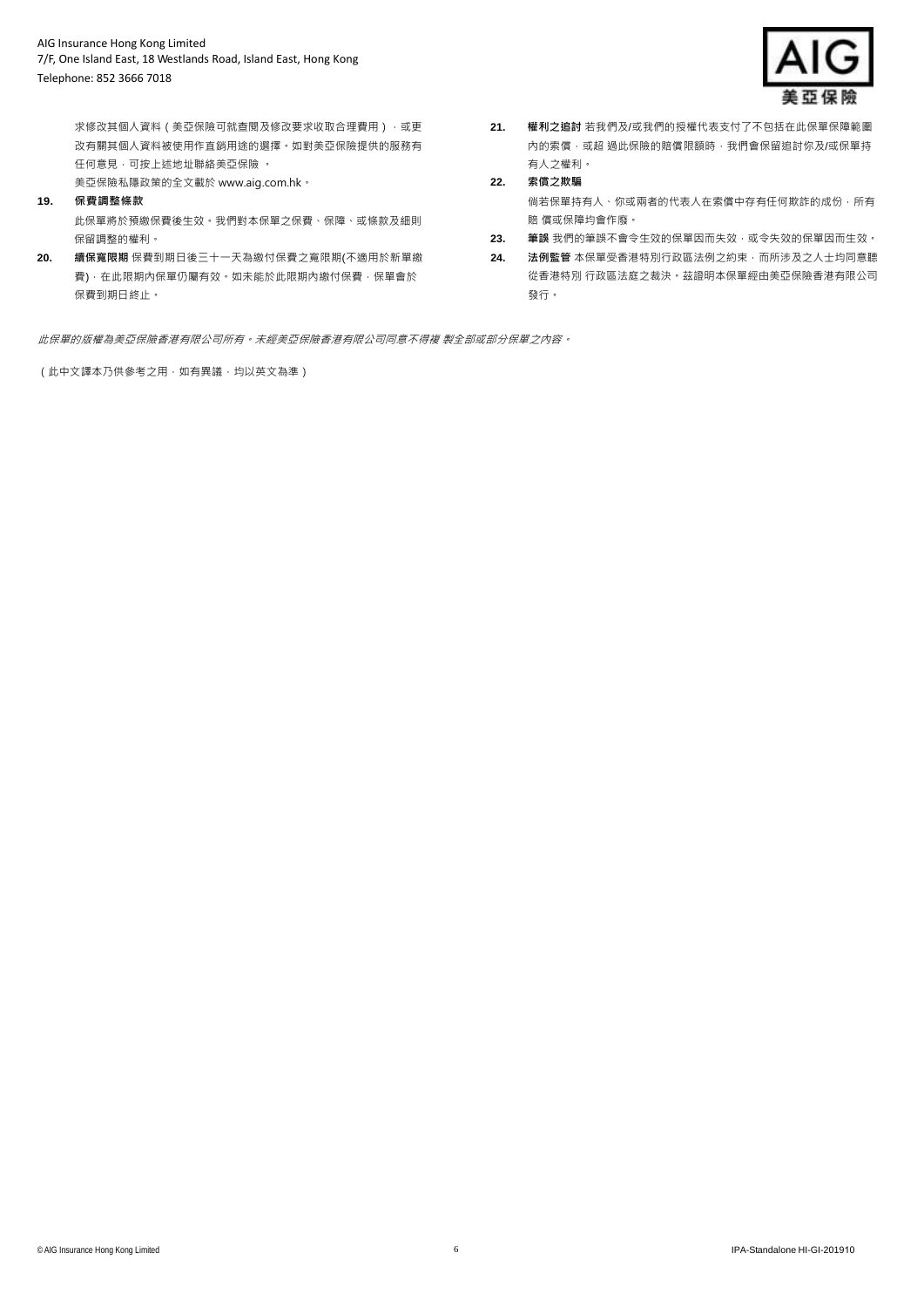求修改其個人資料（美亞保險可就查閱及修改要求收取合理費用），或更改有關其個人資料被使用作直銷用途的選擇。如對美亞保險提供的服務有任何意見，可按上述地址聯絡美亞保險 。

美亞保險私隱政策的全文載於 www.aig.com.hk。

**19.** **保費調整條款**

此保單將於預繳保費後生效。我們對本保單之保費、保障、或條款及細則保留調整的權利。

**20.** **續保寬限期** 保費到期日後三十一天為繳付保費之寬限期(不適用於新單繳費)，在此限期內保單仍屬有效。如未能於此限期內繳付保費，保單會於保費到期日終止。

**21.** **權利之追討** 若我們及/或我們的授權代表支付了不包括在此保單保障範圍內的索償，或超 過此保險的賠償限額時，我們會保留追討你及/或保單持有人之權利。

**22.** **索償之欺騙**

倘若保單持有人、你或兩者的代表人在索償中存有任何欺詐的成份，所有賠 償或保障均會作廢。

**23.** **筆誤** 我們的筆誤不會令生效的保單因而失效，或令失效的保單因而生效。

**24.** **法例監管** 本保單受香港特別行政區法例之約束，而所涉及之人士均同意聽從香港特別 行政區法庭之裁決。茲證明本保單經由美亞保險香港有限公司發行。

*此保單的版權為美亞保險香港有限公司所有。未經美亞保險香港有限公司同意不得複 製全部或部分保單之內容。*

（此中文譯本乃供參考之用，如有異議，均以英文為準）